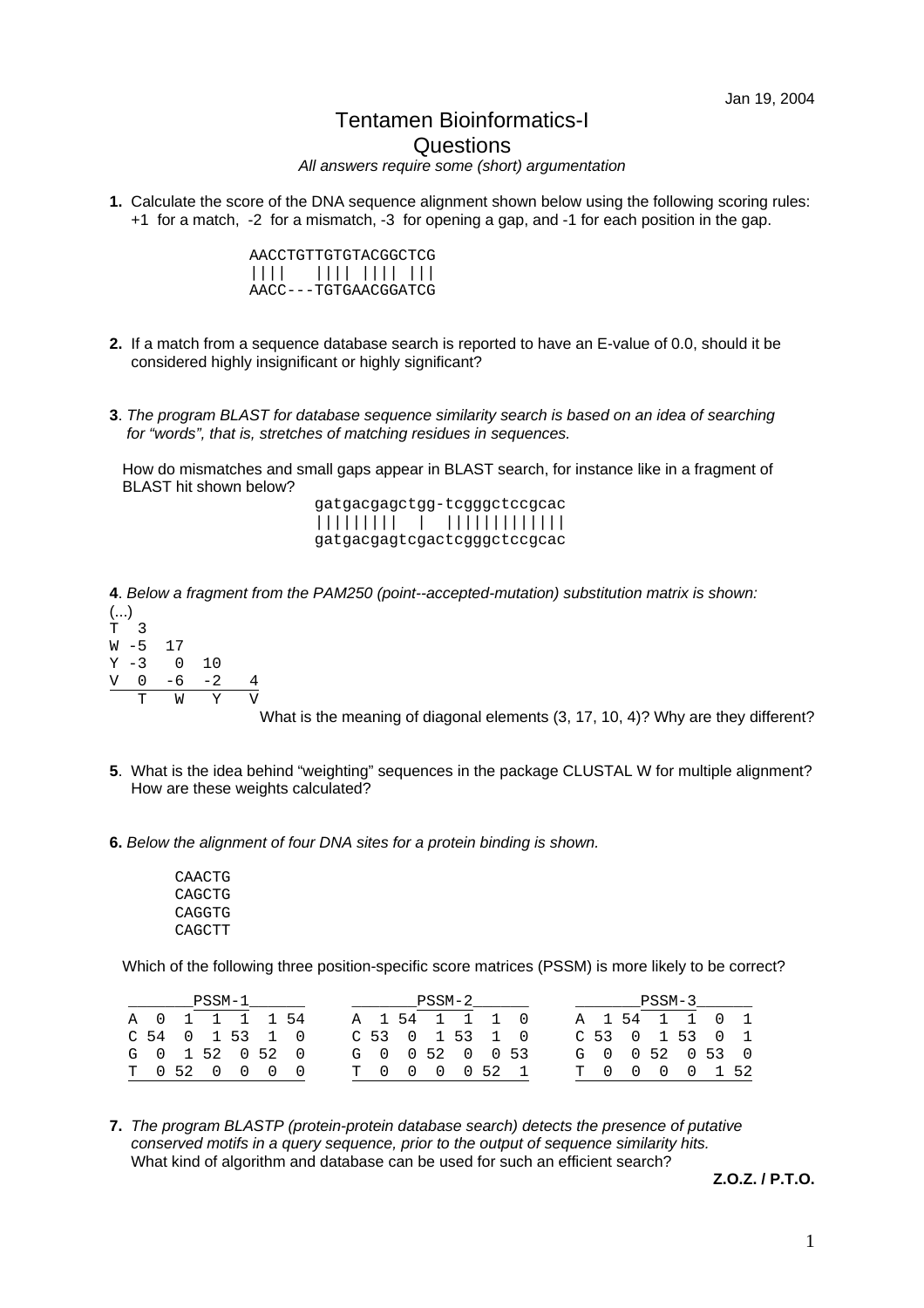Jan 19, 2004

# Tentamen Bioinformatics-I

## Questions

*All answers require some (short) argumentation*

**1.** Calculate the score of the DNA sequence alignment shown below using the following scoring rules: +1 for a match, -2 for a mismatch, -3 for opening a gap, and -1 for each position in the gap.

```
AACCTGTTGTGTACGGCTCG
||||   |||| |||| |||
AACC---TGTGAACGGATCG
```

**2.** If a match from a sequence database search is reported to have an E-value of 0.0, should it be considered highly insignificant or highly significant?

**3**. *The program BLAST for database sequence similarity search is based on an idea of searching for "words", that is, stretches of matching residues in sequences.*

How do mismatches and small gaps appear in BLAST search, for instance like in a fragment of BLAST hit shown below?

```
gatgacgagctgg-tcgggctccgcac
|||||||||  |  ||||||||||||
gatgacgagtcgactcgggctccgcac
```

**4**. *Below a fragment from the PAM250 (point--accepted-mutation) substitution matrix is shown:*

```
(...)
T  3
W -5  17
Y -3   0  10
V  0  -6  -2   4
   T   W   Y   V
```

What is the meaning of diagonal elements (3, 17, 10, 4)? Why are they different?

**5**. What is the idea behind "weighting" sequences in the package CLUSTAL W for multiple alignment? How are these weights calculated?

**6.** *Below the alignment of four DNA sites for a protein binding is shown.*

```
CAACTG
CAGCTG
CAGGTG
CAGCTT
```

Which of the following three position-specific score matrices (PSSM) is more likely to be correct?

PSSM-1

| | | | | | | |
|---|---|---|---|---|---|---|
| A | 0 | 1 | 1 | 1 | 1 | 54 |
| C | 54 | 0 | 1 | 53 | 1 | 0 |
| G | 0 | 1 | 52 | 0 | 52 | 0 |
| T | 0 | 52 | 0 | 0 | 0 | 0 |

PSSM-2

| | | | | | | |
|---|---|---|---|---|---|---|
| A | 1 | 54 | 1 | 1 | 1 | 0 |
| C | 53 | 0 | 1 | 53 | 1 | 0 |
| G | 0 | 0 | 52 | 0 | 0 | 53 |
| T | 0 | 0 | 0 | 0 | 52 | 1 |

PSSM-3

| | | | | | | |
|---|---|---|---|---|---|---|
| A | 1 | 54 | 1 | 1 | 0 | 1 |
| C | 53 | 0 | 1 | 53 | 0 | 1 |
| G | 0 | 0 | 52 | 0 | 53 | 0 |
| T | 0 | 0 | 0 | 0 | 1 | 52 |

**7.** *The program BLASTP (protein-protein database search) detects the presence of putative conserved motifs in a query sequence, prior to the output of sequence similarity hits.*
What kind of algorithm and database can be used for such an efficient search?

**Z.O.Z. / P.T.O.**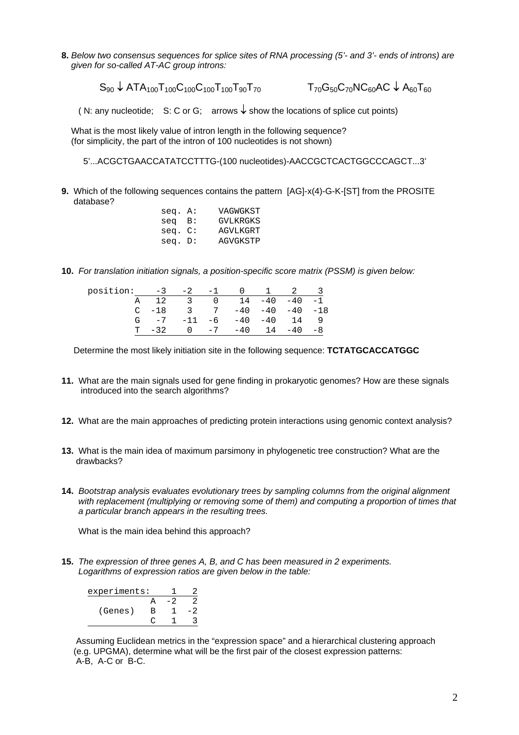**8.** *Below two consensus sequences for splice sites of RNA processing (5'- and 3'- ends of introns) are given for so-called AT-AC group introns:*

$S_{90}$ ↓ $AT A_{100} T_{100} C_{100} C_{100} T_{100} T_{90} T_{70}$          $T_{70} G_{50} C_{70} N C_{60} AC$ ↓ $A_{60} T_{60}$

( N: any nucleotide;    S: C or G;    arrows ↓ show the locations of splice cut points)

What is the most likely value of intron length in the following sequence?
(for simplicity, the part of the intron of 100 nucleotides is not shown)

5'...ACGCTGAACCATATCCTTTG-(100 nucleotides)-AACCGCTCACTGGCCCAGCT...3'

**9.** Which of the following sequences contains the pattern [AG]-x(4)-G-K-[ST] from the PROSITE database?

```
seq. A:    VAGWGKST
seq  B:    GVLKRGKS
seq. C:    AGVLKGRT
seq. D:    AGVGKSTP
```

**10.** *For translation initiation signals, a position-specific score matrix (PSSM) is given below:*

| position: | -3 | -2 | -1 | 0 | 1 | 2 | 3 |
|---|---|---|---|---|---|---|---|
| A | 12 | 3 | 0 | 14 | -40 | -40 | -1 |
| C | -18 | 3 | 7 | -40 | -40 | -40 | -18 |
| G | -7 | -11 | -6 | -40 | -40 | 14 | 9 |
| T | -32 | 0 | -7 | -40 | 14 | -40 | -8 |

Determine the most likely initiation site in the following sequence: **TCTATGCACCATGGC**

**11.** What are the main signals used for gene finding in prokaryotic genomes? How are these signals introduced into the search algorithms?

**12.** What are the main approaches of predicting protein interactions using genomic context analysis?

**13.** What is the main idea of maximum parsimony in phylogenetic tree construction? What are the drawbacks?

**14.** *Bootstrap analysis evaluates evolutionary trees by sampling columns from the original alignment with replacement (multiplying or removing some of them) and computing a proportion of times that a particular branch appears in the resulting trees.*

What is the main idea behind this approach?

**15.** *The expression of three genes A, B, and C has been measured in 2 experiments. Logarithms of expression ratios are given below in the table:*

| experiments: | | 1 | 2 |
|---|---|---|---|
| | A | -2 | 2 |
| (Genes) | B | 1 | -2 |
| | C | 1 | 3 |

Assuming Euclidean metrics in the "expression space" and a hierarchical clustering approach (e.g. UPGMA), determine what will be the first pair of the closest expression patterns: A-B, A-C or B-C.